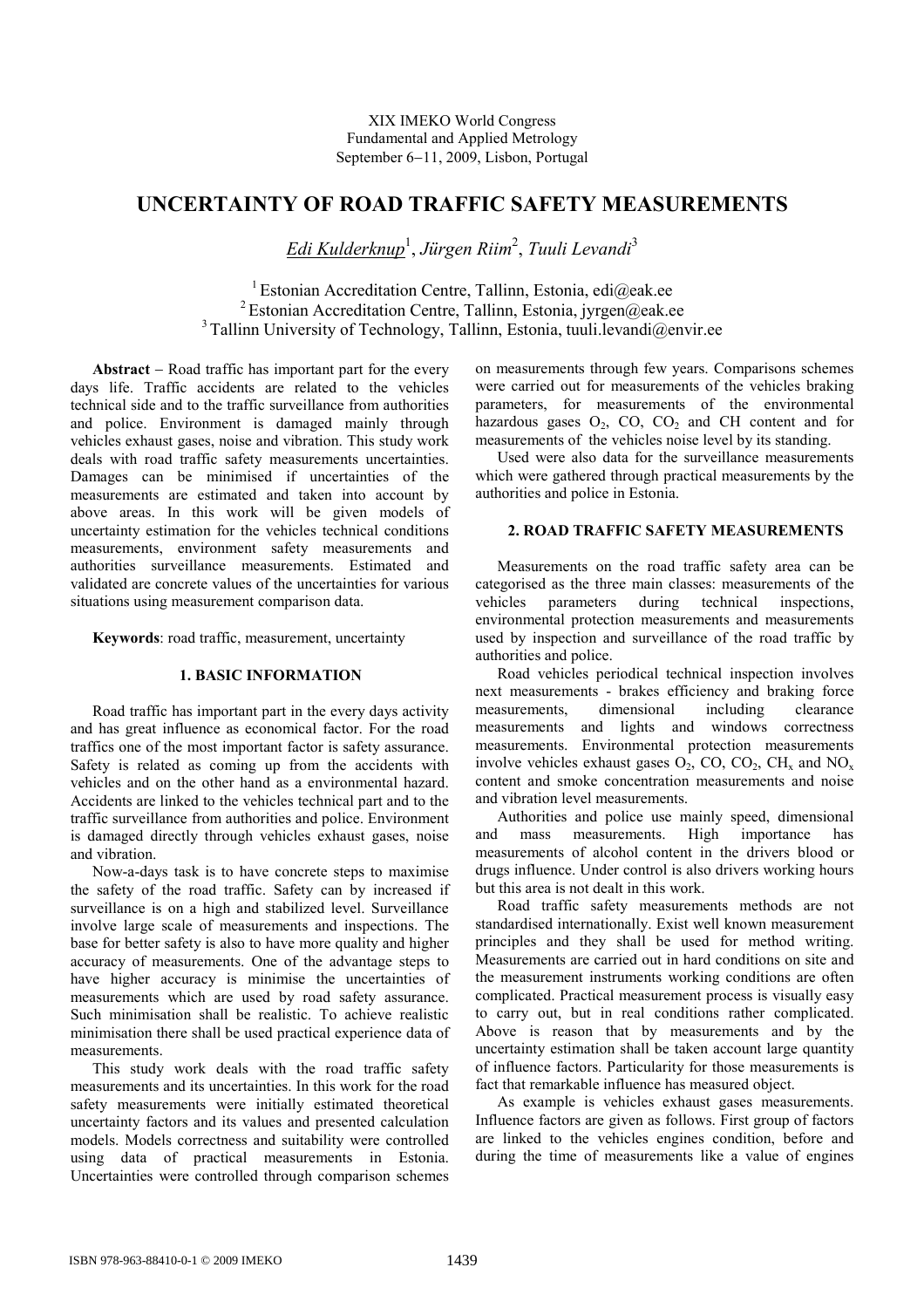XIX IMEKO World Congress
Fundamental and Applied Metrology
September 6−11, 2009, Lisbon, Portugal

# UNCERTAINTY OF ROAD TRAFFIC SAFETY MEASUREMENTS

*Edi Kulderknup*[1], *Jürgen Riim*[2], *Tuuli Levandi*[3]

[1] Estonian Accreditation Centre, Tallinn, Estonia, edi@eak.ee
[2] Estonian Accreditation Centre, Tallinn, Estonia, jyrgen@eak.ee
[3] Tallinn University of Technology, Tallinn, Estonia, tuuli.levandi@envir.ee

**Abstract** − Road traffic has important part for the every days life. Traffic accidents are related to the vehicles technical side and to the traffic surveillance from authorities and police. Environment is damaged mainly through vehicles exhaust gases, noise and vibration. This study work deals with road traffic safety measurements uncertainties. Damages can be minimised if uncertainties of the measurements are estimated and taken into account by above areas. In this work will be given models of uncertainty estimation for the vehicles technical conditions measurements, environment safety measurements and authorities surveillance measurements. Estimated and validated are concrete values of the uncertainties for various situations using measurement comparison data.

**Keywords**: road traffic, measurement, uncertainty

## 1. BASIC INFORMATION

Road traffic has important part in the every days activity and has great influence as economical factor. For the road traffics one of the most important factor is safety assurance. Safety is related as coming up from the accidents with vehicles and on the other hand as a environmental hazard. Accidents are linked to the vehicles technical part and to the traffic surveillance from authorities and police. Environment is damaged directly through vehicles exhaust gases, noise and vibration.

Now-a-days task is to have concrete steps to maximise the safety of the road traffic. Safety can by increased if surveillance is on a high and stabilized level. Surveillance involve large scale of measurements and inspections. The base for better safety is also to have more quality and higher accuracy of measurements. One of the advantage steps to have higher accuracy is minimise the uncertainties of measurements which are used by road safety assurance. Such minimisation shall be realistic. To achieve realistic minimisation there shall be used practical experience data of measurements.

This study work deals with the road traffic safety measurements and its uncertainties. In this work for the road safety measurements were initially estimated theoretical uncertainty factors and its values and presented calculation models. Models correctness and suitability were controlled using data of practical measurements in Estonia. Uncertainties were controlled through comparison schemes on measurements through few years. Comparisons schemes were carried out for measurements of the vehicles braking parameters, for measurements of the environmental hazardous gases $O_2$, CO, $CO_2$ and CH content and for measurements of the vehicles noise level by its standing.

Used were also data for the surveillance measurements which were gathered through practical measurements by the authorities and police in Estonia.

## 2. ROAD TRAFFIC SAFETY MEASUREMENTS

Measurements on the road traffic safety area can be categorised as the three main classes: measurements of the vehicles parameters during technical inspections, environmental protection measurements and measurements used by inspection and surveillance of the road traffic by authorities and police.

Road vehicles periodical technical inspection involves next measurements - brakes efficiency and braking force measurements, dimensional including clearance measurements and lights and windows correctness measurements. Environmental protection measurements involve vehicles exhaust gases $O_2$, CO, $CO_2$, $CH_x$ and $NO_x$ content and smoke concentration measurements and noise and vibration level measurements.

Authorities and police use mainly speed, dimensional and mass measurements. High importance has measurements of alcohol content in the drivers blood or drugs influence. Under control is also drivers working hours but this area is not dealt in this work.

Road traffic safety measurements methods are not standardised internationally. Exist well known measurement principles and they shall be used for method writing. Measurements are carried out in hard conditions on site and the measurement instruments working conditions are often complicated. Practical measurement process is visually easy to carry out, but in real conditions rather complicated. Above is reason that by measurements and by the uncertainty estimation shall be taken account large quantity of influence factors. Particularity for those measurements is fact that remarkable influence has measured object.

As example is vehicles exhaust gases measurements. Influence factors are given as follows. First group of factors are linked to the vehicles engines condition, before and during the time of measurements like a value of engines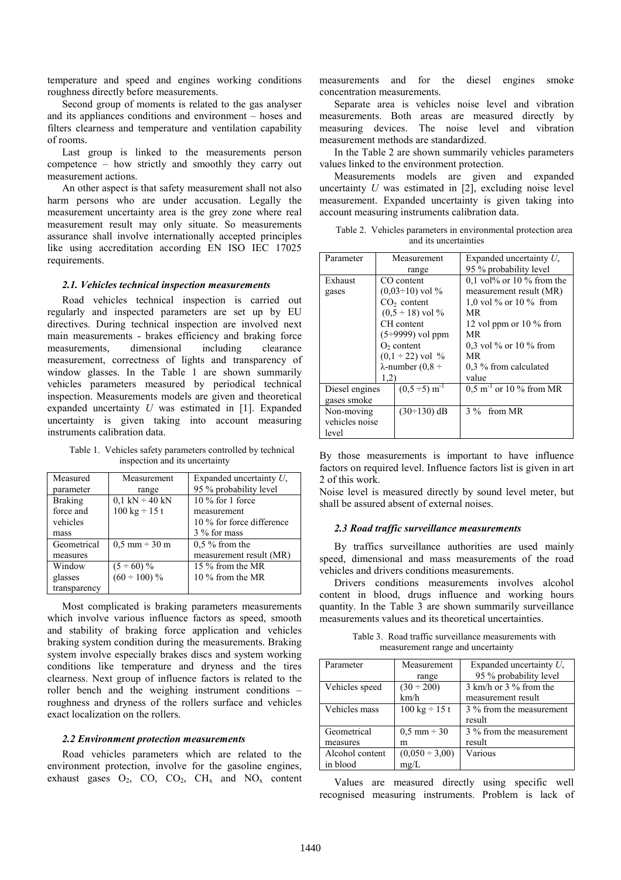temperature and speed and engines working conditions roughness directly before measurements.

Second group of moments is related to the gas analyser and its appliances conditions and environment – hoses and filters clearness and temperature and ventilation capability of rooms.

Last group is linked to the measurements person competence – how strictly and smoothly they carry out measurement actions.

An other aspect is that safety measurement shall not also harm persons who are under accusation. Legally the measurement uncertainty area is the grey zone where real measurement result may only situate. So measurements assurance shall involve internationally accepted principles like using accreditation according EN ISO IEC 17025 requirements.

### *2.1. Vehicles technical inspection measurements*

Road vehicles technical inspection is carried out regularly and inspected parameters are set up by EU directives. During technical inspection are involved next main measurements - brakes efficiency and braking force measurements, dimensional including clearance measurement, correctness of lights and transparency of window glasses. In the Table 1 are shown summarily vehicles parameters measured by periodical technical inspection. Measurements models are given and theoretical expanded uncertainty $U$ was estimated in [1]. Expanded uncertainty is given taking into account measuring instruments calibration data.

Table 1. Vehicles safety parameters controlled by technical inspection and its uncertainty

| Measured parameter | Measurement range | Expanded uncertainty $U$, 95 % probability level |
|---|---|---|
| Braking force and vehicles mass | 0,1 kN ÷ 40 kN<br>100 kg ÷ 15 t | 10 % for 1 force measurement<br>10 % for force difference<br>3 % for mass |
| Geometrical measures | 0,5 mm ÷ 30 m | 0,5 % from the measurement result (MR) |
| Window glasses transparency | (5 ÷ 60) %<br>(60 ÷ 100) % | 15 % from the MR<br>10 % from the MR |

Most complicated is braking parameters measurements which involve various influence factors as speed, smooth and stability of braking force application and vehicles braking system condition during the measurements. Braking system involve especially brakes discs and system working conditions like temperature and dryness and the tires clearness. Next group of influence factors is related to the roller bench and the weighing instrument conditions – roughness and dryness of the rollers surface and vehicles exact localization on the rollers.

### *2.2 Environment protection measurements*

Road vehicles parameters which are related to the environment protection, involve for the gasoline engines, exhaust gases $O_2$, CO, $CO_2$, $CH_x$ and $NO_x$ content measurements and for the diesel engines smoke concentration measurements.

Separate area is vehicles noise level and vibration measurements. Both areas are measured directly by measuring devices. The noise level and vibration measurement methods are standardized.

In the Table 2 are shown summarily vehicles parameters values linked to the environment protection.

Measurements models are given and expanded uncertainty $U$ was estimated in [2], excluding noise level measurement. Expanded uncertainty is given taking into account measuring instruments calibration data.

Table 2. Vehicles parameters in environmental protection area and its uncertainties

| Parameter | Measurement range | Expanded uncertainty $U$, 95 % probability level |
|---|---|---|
| Exhaust gases | CO content (0,03÷10) vol %<br>$CO_2$ content (0,5 ÷ 18) vol %<br>CH content (5÷9999) vol ppm<br>$O_2$ content (0,1 ÷ 22) vol %<br>λ-number (0,8 ÷ 1,2) | 0,1 vol% or 10 % from the measurement result (MR)<br>1,0 vol % or 10 % from MR<br>12 vol ppm or 10 % from MR<br>0,3 vol % or 10 % from MR<br>0,3 % from calculated value |
| Diesel engines gases smoke | (0,5 ÷5) $m^{-1}$ | 0,5 $m^{-1}$ or 10 % from MR |
| Non-moving vehicles noise level | (30÷130) dB | 3 % from MR |

By those measurements is important to have influence factors on required level. Influence factors list is given in art 2 of this work.

Noise level is measured directly by sound level meter, but shall be assured absent of external noises.

### *2.3 Road traffic surveillance measurements*

By traffics surveillance authorities are used mainly speed, dimensional and mass measurements of the road vehicles and drivers conditions measurements.

Drivers conditions measurements involves alcohol content in blood, drugs influence and working hours quantity. In the Table 3 are shown summarily surveillance measurements values and its theoretical uncertainties.

Table 3. Road traffic surveillance measurements with measurement range and uncertainty

| Parameter | Measurement range | Expanded uncertainty $U$, 95 % probability level |
|---|---|---|
| Vehicles speed | (30 ÷ 200) km/h | 3 km/h or 3 % from the measurement result |
| Vehicles mass | 100 kg ÷ 15 t | 3 % from the measurement result |
| Geometrical measures | 0,5 mm ÷ 30 m | 3 % from the measurement result |
| Alcohol content in blood | (0,050 ÷ 3,00) mg/L | Various |

Values are measured directly using specific well recognised measuring instruments. Problem is lack of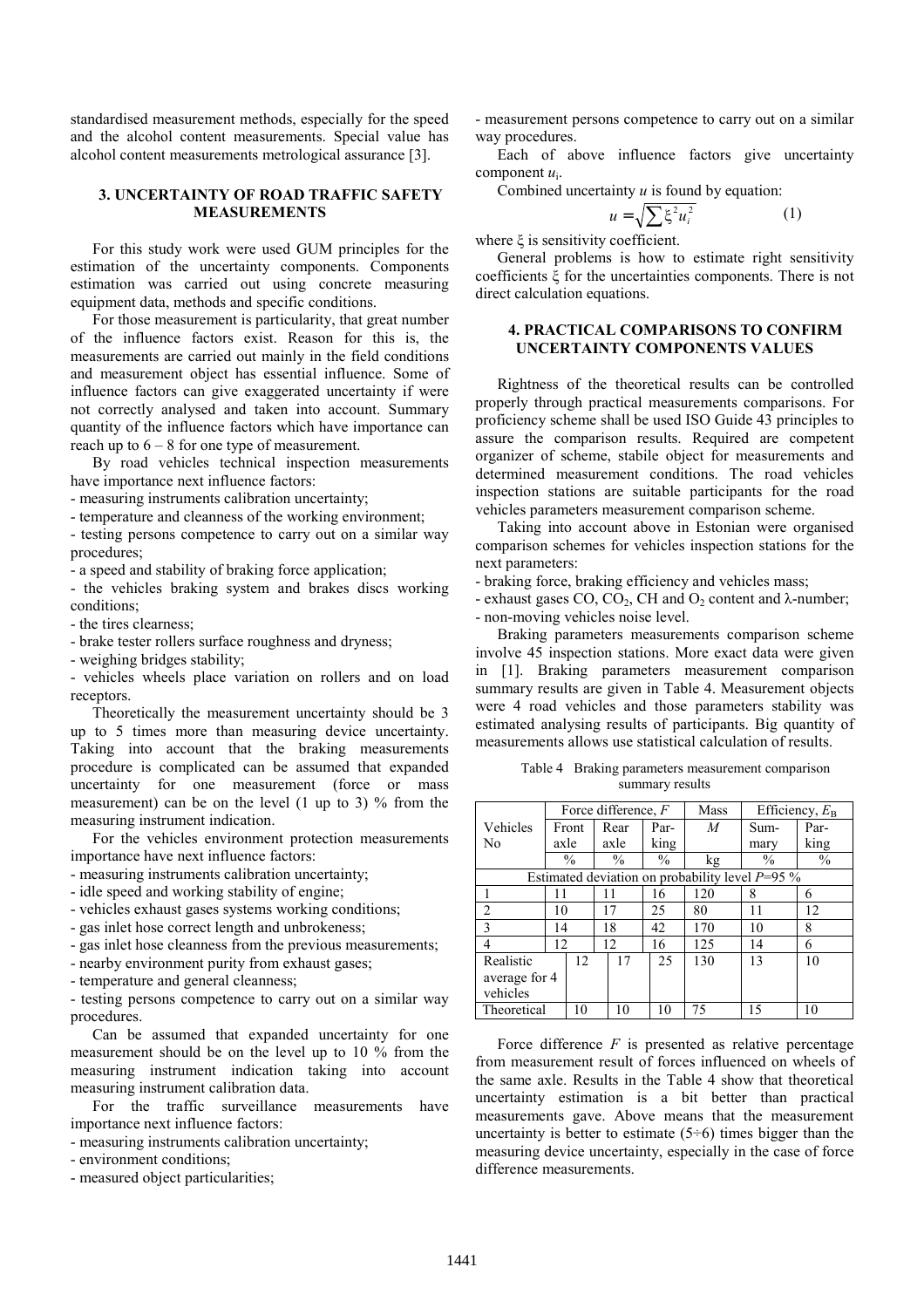standardised measurement methods, especially for the speed and the alcohol content measurements. Special value has alcohol content measurements metrological assurance [3].

## 3. UNCERTAINTY OF ROAD TRAFFIC SAFETY MEASUREMENTS

For this study work were used GUM principles for the estimation of the uncertainty components. Components estimation was carried out using concrete measuring equipment data, methods and specific conditions.

For those measurement is particularity, that great number of the influence factors exist. Reason for this is, the measurements are carried out mainly in the field conditions and measurement object has essential influence. Some of influence factors can give exaggerated uncertainty if were not correctly analysed and taken into account. Summary quantity of the influence factors which have importance can reach up to 6 – 8 for one type of measurement.

By road vehicles technical inspection measurements have importance next influence factors:

- measuring instruments calibration uncertainty;
- temperature and cleanness of the working environment;
- testing persons competence to carry out on a similar way procedures;
- a speed and stability of braking force application;
- the vehicles braking system and brakes discs working conditions;
- the tires clearness;
- brake tester rollers surface roughness and dryness;
- weighing bridges stability;
- vehicles wheels place variation on rollers and on load receptors.

Theoretically the measurement uncertainty should be 3 up to 5 times more than measuring device uncertainty. Taking into account that the braking measurements procedure is complicated can be assumed that expanded uncertainty for one measurement (force or mass measurement) can be on the level (1 up to 3) % from the measuring instrument indication.

For the vehicles environment protection measurements importance have next influence factors:

- measuring instruments calibration uncertainty;
- idle speed and working stability of engine;
- vehicles exhaust gases systems working conditions;
- gas inlet hose correct length and unbrokeness;
- gas inlet hose cleanness from the previous measurements;
- nearby environment purity from exhaust gases;
- temperature and general cleanness;
- testing persons competence to carry out on a similar way procedures.

Can be assumed that expanded uncertainty for one measurement should be on the level up to 10 % from the measuring instrument indication taking into account measuring instrument calibration data.

For the traffic surveillance measurements have importance next influence factors:

- measuring instruments calibration uncertainty;
- environment conditions;
- measured object particularities;
- measurement persons competence to carry out on a similar way procedures.

Each of above influence factors give uncertainty component $u_i$.

Combined uncertainty $u$ is found by equation:

$$u = \sqrt{\sum \xi^2 u_i^2} \qquad (1)$$

where $\xi$ is sensitivity coefficient.

General problems is how to estimate right sensitivity coefficients $\xi$ for the uncertainties components. There is not direct calculation equations.

## 4. PRACTICAL COMPARISONS TO CONFIRM UNCERTAINTY COMPONENTS VALUES

Rightness of the theoretical results can be controlled properly through practical measurements comparisons. For proficiency scheme shall be used ISO Guide 43 principles to assure the comparison results. Required are competent organizer of scheme, stabile object for measurements and determined measurement conditions. The road vehicles inspection stations are suitable participants for the road vehicles parameters measurement comparison scheme.

Taking into account above in Estonian were organised comparison schemes for vehicles inspection stations for the next parameters:

- braking force, braking efficiency and vehicles mass;
- exhaust gases CO, $CO_2$, CH and $O_2$ content and λ-number;
- non-moving vehicles noise level.

Braking parameters measurements comparison scheme involve 45 inspection stations. More exact data were given in [1]. Braking parameters measurement comparison summary results are given in Table 4. Measurement objects were 4 road vehicles and those parameters stability was estimated analysing results of participants. Big quantity of measurements allows use statistical calculation of results.

Table 4 Braking parameters measurement comparison summary results

| Vehicles No | Force difference, $F$ | | | Mass | Efficiency, $E_B$ | |
|---|---|---|---|---|---|---|
| | Front axle | Rear axle | Parking | $M$ | Summary | Parking |
| | % | % | % | kg | % | % |
| Estimated deviation on probability level $P$=95 % | | | | | | |
| 1 | 11 | 11 | 16 | 120 | 8 | 6 |
| 2 | 10 | 17 | 25 | 80 | 11 | 12 |
| 3 | 14 | 18 | 42 | 170 | 10 | 8 |
| 4 | 12 | 12 | 16 | 125 | 14 | 6 |
| Realistic average for 4 vehicles | 12 | 17 | 25 | 130 | 13 | 10 |
| Theoretical | 10 | 10 | 10 | 75 | 15 | 10 |

Force difference $F$ is presented as relative percentage from measurement result of forces influenced on wheels of the same axle. Results in the Table 4 show that theoretical uncertainty estimation is a bit better than practical measurements gave. Above means that the measurement uncertainty is better to estimate (5÷6) times bigger than the measuring device uncertainty, especially in the case of force difference measurements.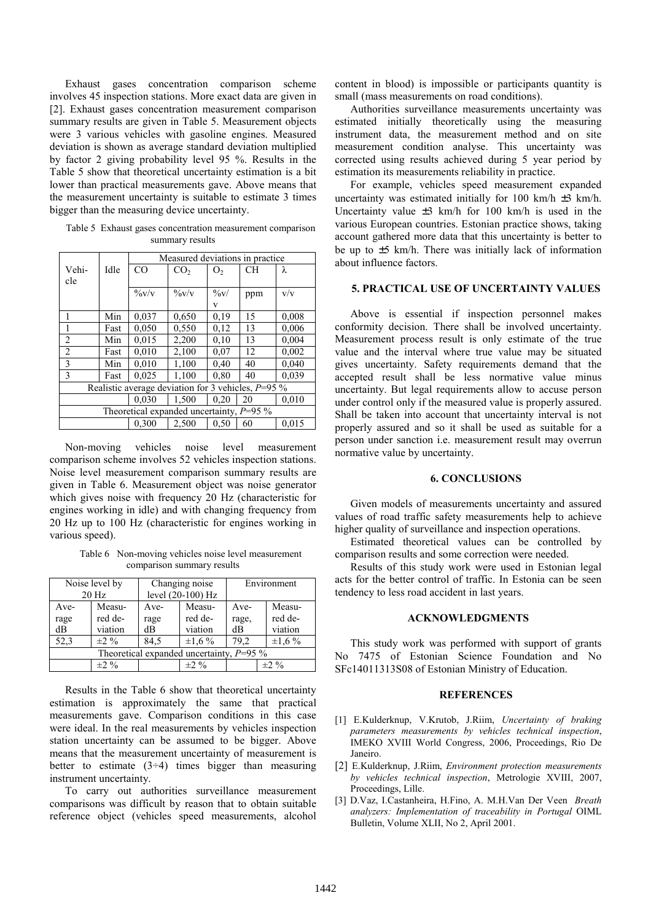Exhaust gases concentration comparison scheme involves 45 inspection stations. More exact data are given in [2]. Exhaust gases concentration measurement comparison summary results are given in Table 5. Measurement objects were 3 various vehicles with gasoline engines. Measured deviation is shown as average standard deviation multiplied by factor 2 giving probability level 95 %. Results in the Table 5 show that theoretical uncertainty estimation is a bit lower than practical measurements gave. Above means that the measurement uncertainty is suitable to estimate 3 times bigger than the measuring device uncertainty.

Table 5 Exhaust gases concentration measurement comparison summary results

| Vehicle | Idle | Measured deviations in practice | | | | |
|---|---|---|---|---|---|---|
| | | CO | $CO_2$ | $O_2$ | CH | λ |
| | | %v/v | %v/v | %v/v | ppm | v/v |
| 1 | Min | 0,037 | 0,650 | 0,19 | 15 | 0,008 |
| 1 | Fast | 0,050 | 0,550 | 0,12 | 13 | 0,006 |
| 2 | Min | 0,015 | 2,200 | 0,10 | 13 | 0,004 |
| 2 | Fast | 0,010 | 2,100 | 0,07 | 12 | 0,002 |
| 3 | Min | 0,010 | 1,100 | 0,40 | 40 | 0,040 |
| 3 | Fast | 0,025 | 1,100 | 0,80 | 40 | 0,039 |
| Realistic average deviation for 3 vehicles, $P$=95 % | | | | | | |
| | | 0,030 | 1,500 | 0,20 | 20 | 0,010 |
| Theoretical expanded uncertainty, $P$=95 % | | | | | | |
| | | 0,300 | 2,500 | 0,50 | 60 | 0,015 |

Non-moving vehicles noise level measurement comparison scheme involves 52 vehicles inspection stations. Noise level measurement comparison summary results are given in Table 6. Measurement object was noise generator which gives noise with frequency 20 Hz (characteristic for engines working in idle) and with changing frequency from 20 Hz up to 100 Hz (characteristic for engines working in various speed).

Table 6 Non-moving vehicles noise level measurement comparison summary results

| Noise level by 20 Hz | | Changing noise level (20-100) Hz | | Environment | |
|---|---|---|---|---|---|
| Average dB | Measured deviation | Average dB | Measured deviation | Average, dB | Measured deviation |
| 52,3 | ±2 % | 84,5 | ±1,6 % | 79,2 | ±1,6 % |
| Theoretical expanded uncertainty, $P$=95 % | | | | | |
| | ±2 % | | ±2 % | | ±2 % |

Results in the Table 6 show that theoretical uncertainty estimation is approximately the same that practical measurements gave. Comparison conditions in this case were ideal. In the real measurements by vehicles inspection station uncertainty can be assumed to be bigger. Above means that the measurement uncertainty of measurement is better to estimate (3÷4) times bigger than measuring instrument uncertainty.

To carry out authorities surveillance measurement comparisons was difficult by reason that to obtain suitable reference object (vehicles speed measurements, alcohol content in blood) is impossible or participants quantity is small (mass measurements on road conditions).

Authorities surveillance measurements uncertainty was estimated initially theoretically using the measuring instrument data, the measurement method and on site measurement condition analyse. This uncertainty was corrected using results achieved during 5 year period by estimation its measurements reliability in practice.

For example, vehicles speed measurement expanded uncertainty was estimated initially for 100 km/h ±3 km/h. Uncertainty value ±3 km/h for 100 km/h is used in the various European countries. Estonian practice shows, taking account gathered more data that this uncertainty is better to be up to ±5 km/h. There was initially lack of information about influence factors.

## 5. PRACTICAL USE OF UNCERTAINTY VALUES

Above is essential if inspection personnel makes conformity decision. There shall be involved uncertainty. Measurement process result is only estimate of the true value and the interval where true value may be situated gives uncertainty. Safety requirements demand that the accepted result shall be less normative value minus uncertainty. But legal requirements allow to accuse person under control only if the measured value is properly assured. Shall be taken into account that uncertainty interval is not properly assured and so it shall be used as suitable for a person under sanction i.e. measurement result may overrun normative value by uncertainty.

## 6. CONCLUSIONS

Given models of measurements uncertainty and assured values of road traffic safety measurements help to achieve higher quality of surveillance and inspection operations.

Estimated theoretical values can be controlled by comparison results and some correction were needed.

Results of this study work were used in Estonian legal acts for the better control of traffic. In Estonia can be seen tendency to less road accident in last years.

## ACKNOWLEDGMENTS

This study work was performed with support of grants No 7475 of Estonian Science Foundation and No SFc14011313S08 of Estonian Ministry of Education.

## REFERENCES

[1] E.Kulderknup, V.Krutob, J.Riim, *Uncertainty of braking parameters measurements by vehicles technical inspection*, IMEKO XVIII World Congress, 2006, Proceedings, Rio De Janeiro.

[2] E.Kulderknup, J.Riim, *Environment protection measurements by vehicles technical inspection*, Metrologie XVIII, 2007, Proceedings, Lille.

[3] D.Vaz, I.Castanheira, H.Fino, A. M.H.Van Der Veen *Breath analyzers: Implementation of traceability in Portugal* OIML Bulletin, Volume XLII, No 2, April 2001.